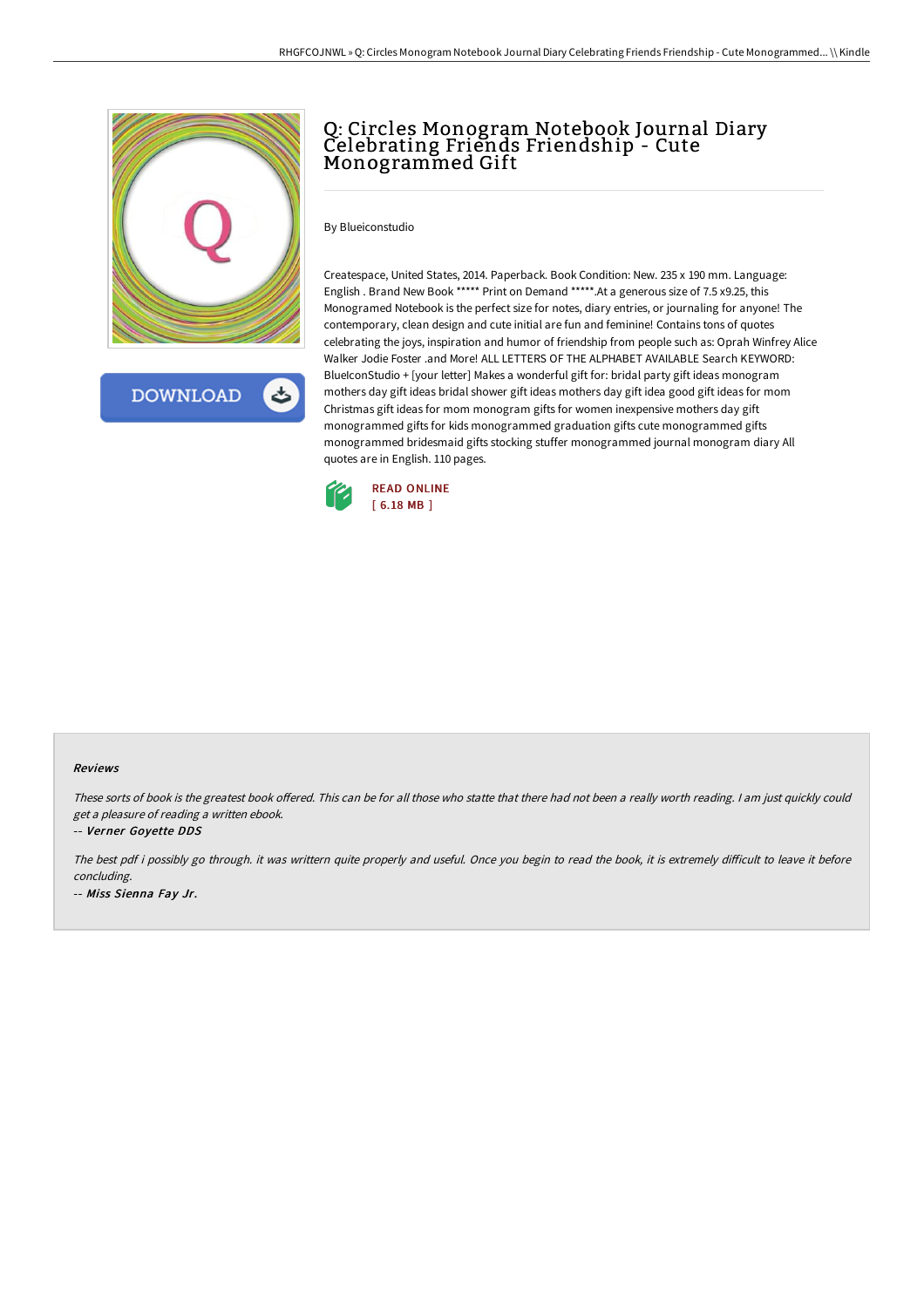# Q: Circles Monogram Notebook Journal Diary Celebrating Friends Friendship - Cute Monogrammed Gift

By Blueiconstudio

Createspace, United States, 2014. Paperback. Book Condition: New. 235 x 190 mm. Language: English . Brand New Book ***** Print on Demand *****.At a generous size of 7.5 x9.25, this Monogramed Notebook is the perfect size for notes, diary entries, or journaling for anyone! The contemporary, clean design and cute initial are fun and feminine! Contains tons of quotes celebrating the joys, inspiration and humor of friendship from people such as: Oprah Winfrey Alice Walker Jodie Foster .and More! ALL LETTERS OF THE ALPHABET AVAILABLE Search KEYWORD: BlueIconStudio + [your letter] Makes a wonderful gift for: bridal party gift ideas monogram mothers day gift ideas bridal shower gift ideas mothers day gift idea good gift ideas for mom Christmas gift ideas for mom monogram gifts for women inexpensive mothers day gift monogrammed gifts for kids monogrammed graduation gifts cute monogrammed gifts monogrammed bridesmaid gifts stocking stuffer monogrammed journal monogram diary All quotes are in English. 110 pages.

READ ONLINE
[ 6.18 MB ]

#### Reviews

*These sorts of book is the greatest book offered. This can be for all those who statte that there had not been a really worth reading. I am just quickly could get a pleasure of reading a written ebook.*

-- ***Verner Goyette DDS***

*The best pdf i possibly go through. it was writtern quite properly and useful. Once you begin to read the book, it is extremely difficult to leave it before concluding.*

-- ***Miss Sienna Fay Jr.***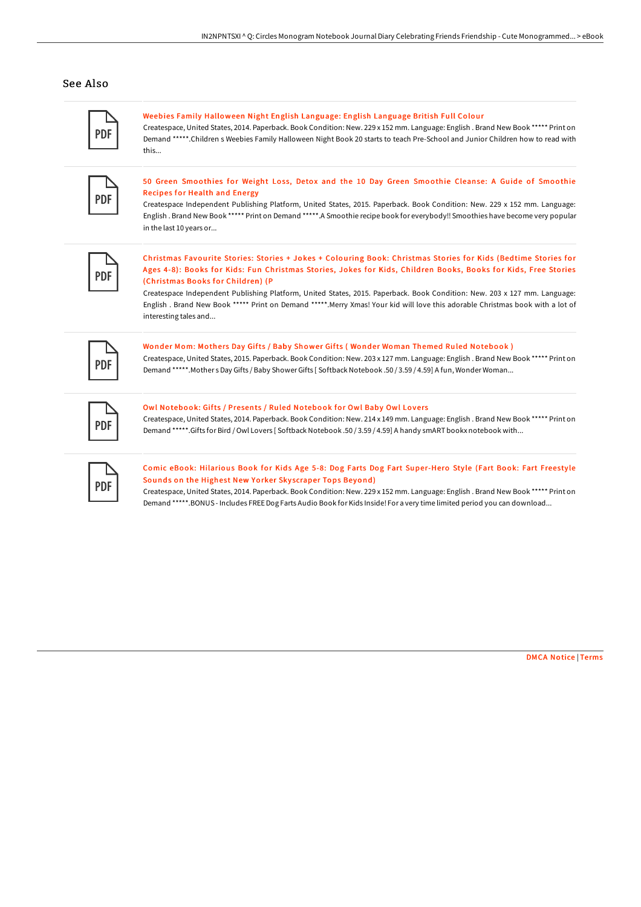## See Also

**Weebies Family Halloween Night English Language: English Language British Full Colour**

Createspace, United States, 2014. Paperback. Book Condition: New. 229 x 152 mm. Language: English . Brand New Book ***** Print on Demand *****.Children s Weebies Family Halloween Night Book 20 starts to teach Pre-School and Junior Children how to read with this...

**50 Green Smoothies for Weight Loss, Detox and the 10 Day Green Smoothie Cleanse: A Guide of Smoothie Recipes for Health and Energy**

Createspace Independent Publishing Platform, United States, 2015. Paperback. Book Condition: New. 229 x 152 mm. Language: English . Brand New Book ***** Print on Demand *****.A Smoothie recipe book for everybody!! Smoothies have become very popular in the last 10 years or...

**Christmas Favourite Stories: Stories + Jokes + Colouring Book: Christmas Stories for Kids (Bedtime Stories for Ages 4-8): Books for Kids: Fun Christmas Stories, Jokes for Kids, Children Books, Books for Kids, Free Stories (Christmas Books for Children) (P**

Createspace Independent Publishing Platform, United States, 2015. Paperback. Book Condition: New. 203 x 127 mm. Language: English . Brand New Book ***** Print on Demand *****.Merry Xmas! Your kid will love this adorable Christmas book with a lot of interesting tales and...

**Wonder Mom: Mothers Day Gifts / Baby Shower Gifts ( Wonder Woman Themed Ruled Notebook )**

Createspace, United States, 2015. Paperback. Book Condition: New. 203 x 127 mm. Language: English . Brand New Book ***** Print on Demand *****.Mother s Day Gifts / Baby Shower Gifts [ Softback Notebook .50 / 3.59 / 4.59] A fun, Wonder Woman...

**Owl Notebook: Gifts / Presents / Ruled Notebook for Owl Baby Owl Lovers**

Createspace, United States, 2014. Paperback. Book Condition: New. 214 x 149 mm. Language: English . Brand New Book ***** Print on Demand *****.Gifts for Bird / Owl Lovers [ Softback Notebook .50 / 3.59 / 4.59] A handy smART bookx notebook with...

**Comic eBook: Hilarious Book for Kids Age 5-8: Dog Farts Dog Fart Super-Hero Style (Fart Book: Fart Freestyle Sounds on the Highest New Yorker Skyscraper Tops Beyond)**

Createspace, United States, 2014. Paperback. Book Condition: New. 229 x 152 mm. Language: English . Brand New Book ***** Print on Demand *****.BONUS - Includes FREE Dog Farts Audio Book for Kids Inside! For a very time limited period you can download...